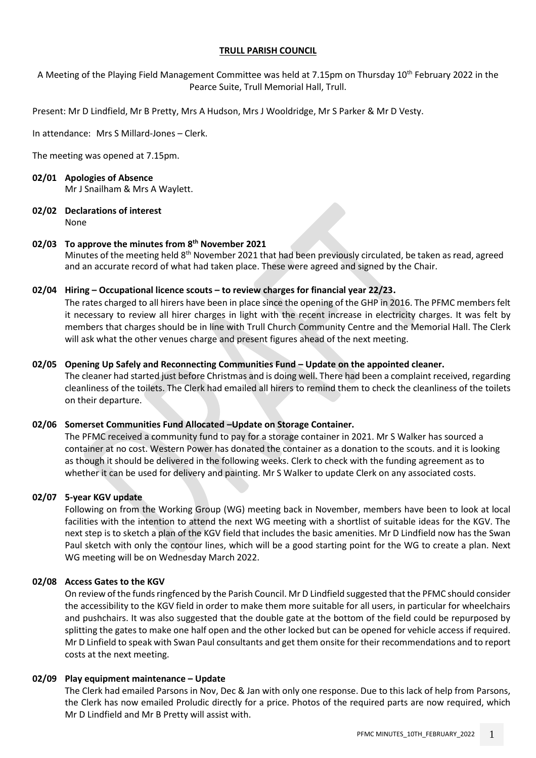# TRULL PARISH COUNCIL

A Meeting of the Playing Field Management Committee was held at 7.15pm on Thursday 10th February 2022 in the Pearce Suite, Trull Memorial Hall, Trull.

Present: Mr D Lindfield, Mr B Pretty, Mrs A Hudson, Mrs J Wooldridge, Mr S Parker & Mr D Vesty.

In attendance: Mrs S Millard-Jones – Clerk.

The meeting was opened at 7.15pm.

**02/01 Apologies of Absence**

Mr J Snailham & Mrs A Waylett.

**02/02 Declarations of interest**

None

**02/03 To approve the minutes from 8th November 2021**

Minutes of the meeting held 8th November 2021 that had been previously circulated, be taken as read, agreed and an accurate record of what had taken place. These were agreed and signed by the Chair.

**02/04 Hiring – Occupational licence scouts – to review charges for financial year 22/23.**

The rates charged to all hirers have been in place since the opening of the GHP in 2016. The PFMC members felt it necessary to review all hirer charges in light with the recent increase in electricity charges. It was felt by members that charges should be in line with Trull Church Community Centre and the Memorial Hall. The Clerk will ask what the other venues charge and present figures ahead of the next meeting.

**02/05 Opening Up Safely and Reconnecting Communities Fund – Update on the appointed cleaner.**

The cleaner had started just before Christmas and is doing well. There had been a complaint received, regarding cleanliness of the toilets. The Clerk had emailed all hirers to remind them to check the cleanliness of the toilets on their departure.

**02/06 Somerset Communities Fund Allocated –Update on Storage Container.**

The PFMC received a community fund to pay for a storage container in 2021. Mr S Walker has sourced a container at no cost. Western Power has donated the container as a donation to the scouts. and it is looking as though it should be delivered in the following weeks. Clerk to check with the funding agreement as to whether it can be used for delivery and painting. Mr S Walker to update Clerk on any associated costs.

**02/07 5-year KGV update**

Following on from the Working Group (WG) meeting back in November, members have been to look at local facilities with the intention to attend the next WG meeting with a shortlist of suitable ideas for the KGV. The next step is to sketch a plan of the KGV field that includes the basic amenities. Mr D Lindfield now has the Swan Paul sketch with only the contour lines, which will be a good starting point for the WG to create a plan. Next WG meeting will be on Wednesday March 2022.

**02/08 Access Gates to the KGV**

On review of the funds ringfenced by the Parish Council. Mr D Lindfield suggested that the PFMC should consider the accessibility to the KGV field in order to make them more suitable for all users, in particular for wheelchairs and pushchairs. It was also suggested that the double gate at the bottom of the field could be repurposed by splitting the gates to make one half open and the other locked but can be opened for vehicle access if required. Mr D Linfield to speak with Swan Paul consultants and get them onsite for their recommendations and to report costs at the next meeting.

**02/09 Play equipment maintenance – Update**

The Clerk had emailed Parsons in Nov, Dec & Jan with only one response. Due to this lack of help from Parsons, the Clerk has now emailed Proludic directly for a price. Photos of the required parts are now required, which Mr D Lindfield and Mr B Pretty will assist with.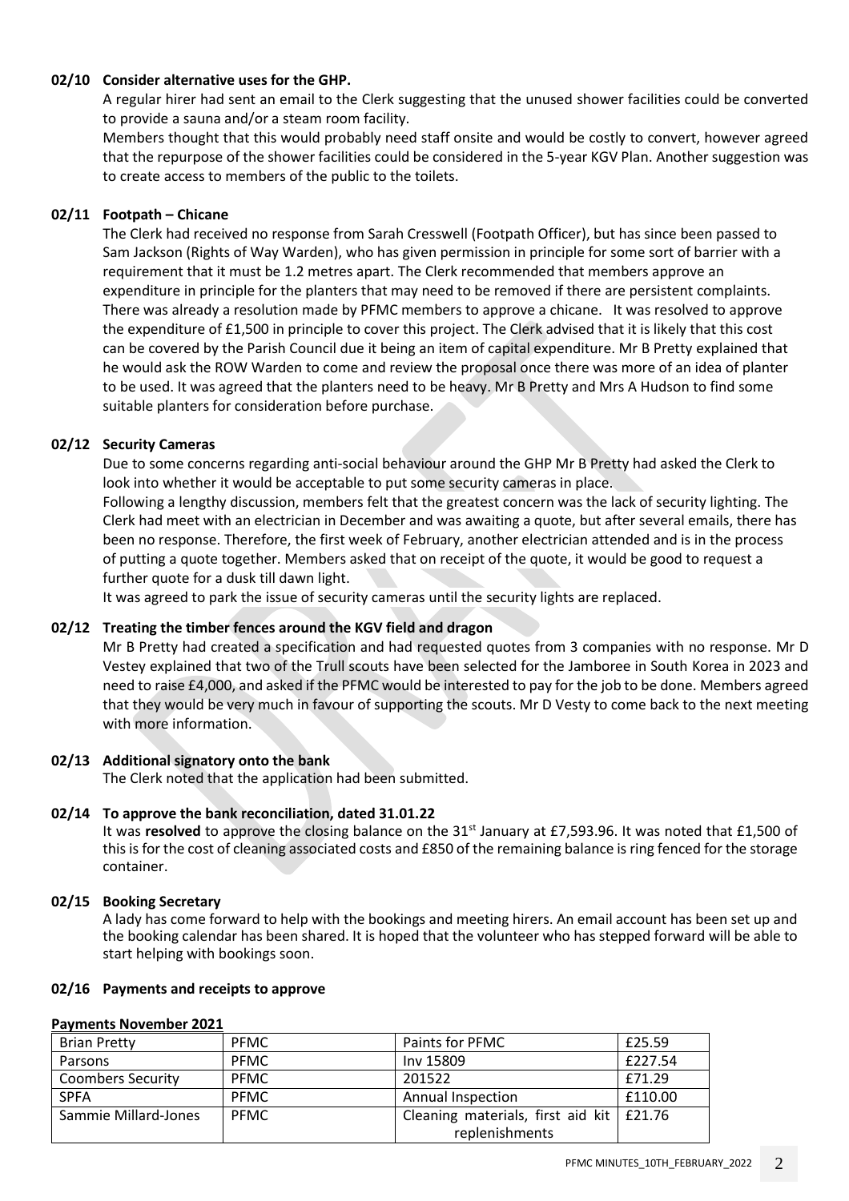### 02/10 Consider alternative uses for the GHP.

A regular hirer had sent an email to the Clerk suggesting that the unused shower facilities could be converted to provide a sauna and/or a steam room facility.

Members thought that this would probably need staff onsite and would be costly to convert, however agreed that the repurpose of the shower facilities could be considered in the 5-year KGV Plan. Another suggestion was to create access to members of the public to the toilets.

### 02/11 Footpath – Chicane

The Clerk had received no response from Sarah Cresswell (Footpath Officer), but has since been passed to Sam Jackson (Rights of Way Warden), who has given permission in principle for some sort of barrier with a requirement that it must be 1.2 metres apart. The Clerk recommended that members approve an expenditure in principle for the planters that may need to be removed if there are persistent complaints. There was already a resolution made by PFMC members to approve a chicane. It was resolved to approve the expenditure of £1,500 in principle to cover this project. The Clerk advised that it is likely that this cost can be covered by the Parish Council due it being an item of capital expenditure. Mr B Pretty explained that he would ask the ROW Warden to come and review the proposal once there was more of an idea of planter to be used. It was agreed that the planters need to be heavy. Mr B Pretty and Mrs A Hudson to find some suitable planters for consideration before purchase.

### 02/12 Security Cameras

Due to some concerns regarding anti-social behaviour around the GHP Mr B Pretty had asked the Clerk to look into whether it would be acceptable to put some security cameras in place.

Following a lengthy discussion, members felt that the greatest concern was the lack of security lighting. The Clerk had meet with an electrician in December and was awaiting a quote, but after several emails, there has been no response. Therefore, the first week of February, another electrician attended and is in the process of putting a quote together. Members asked that on receipt of the quote, it would be good to request a further quote for a dusk till dawn light.

It was agreed to park the issue of security cameras until the security lights are replaced.

### 02/12 Treating the timber fences around the KGV field and dragon

Mr B Pretty had created a specification and had requested quotes from 3 companies with no response. Mr D Vestey explained that two of the Trull scouts have been selected for the Jamboree in South Korea in 2023 and need to raise £4,000, and asked if the PFMC would be interested to pay for the job to be done. Members agreed that they would be very much in favour of supporting the scouts. Mr D Vesty to come back to the next meeting with more information.

### 02/13 Additional signatory onto the bank

The Clerk noted that the application had been submitted.

### 02/14 To approve the bank reconciliation, dated 31.01.22

It was **resolved** to approve the closing balance on the 31st January at £7,593.96. It was noted that £1,500 of this is for the cost of cleaning associated costs and £850 of the remaining balance is ring fenced for the storage container.

### 02/15 Booking Secretary

A lady has come forward to help with the bookings and meeting hirers. An email account has been set up and the booking calendar has been shared. It is hoped that the volunteer who has stepped forward will be able to start helping with bookings soon.

### 02/16 Payments and receipts to approve

**Payments November 2021**

| | | | |
|---|---|---|---|
| Brian Pretty | PFMC | Paints for PFMC | £25.59 |
| Parsons | PFMC | Inv 15809 | £227.54 |
| Coombers Security | PFMC | 201522 | £71.29 |
| SPFA | PFMC | Annual Inspection | £110.00 |
| Sammie Millard-Jones | PFMC | Cleaning materials, first aid kit replenishments | £21.76 |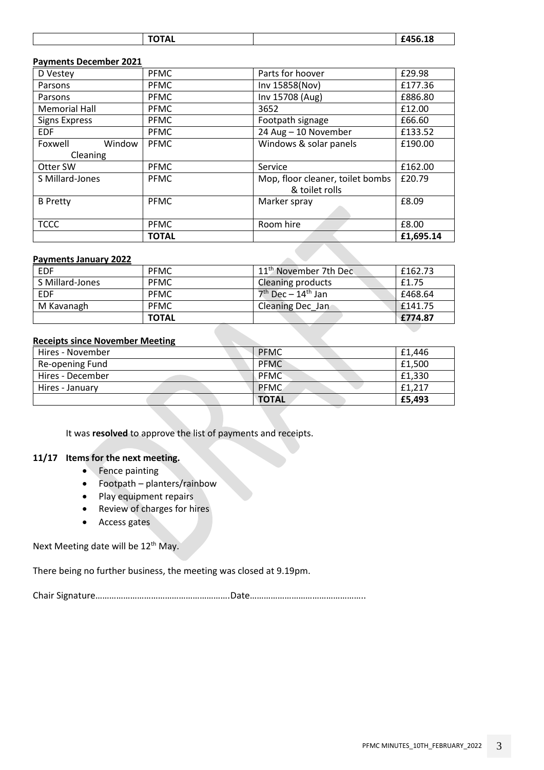| | | | |
|---|---|---|---|
| | **TOTAL** | | **£456.18** |

**Payments December 2021**

| | | | |
|---|---|---|---|
| D Vestey | PFMC | Parts for hoover | £29.98 |
| Parsons | PFMC | Inv 15858(Nov) | £177.36 |
| Parsons | PFMC | Inv 15708 (Aug) | £886.80 |
| Memorial Hall | PFMC | 3652 | £12.00 |
| Signs Express | PFMC | Footpath signage | £66.60 |
| EDF | PFMC | 24 Aug – 10 November | £133.52 |
| Foxwell Window Cleaning | PFMC | Windows & solar panels | £190.00 |
| Otter SW | PFMC | Service | £162.00 |
| S Millard-Jones | PFMC | Mop, floor cleaner, toilet bombs & toilet rolls | £20.79 |
| B Pretty | PFMC | Marker spray | £8.09 |
| TCCC | PFMC | Room hire | £8.00 |
| | **TOTAL** | | **£1,695.14** |

**Payments January 2022**

| | | | |
|---|---|---|---|
| EDF | PFMC | 11th November 7th Dec | £162.73 |
| S Millard-Jones | PFMC | Cleaning products | £1.75 |
| EDF | PFMC | 7th Dec – 14th Jan | £468.64 |
| M Kavanagh | PFMC | Cleaning Dec_Jan | £141.75 |
| | **TOTAL** | | **£774.87** |

**Receipts since November Meeting**

| | | |
|---|---|---|
| Hires - November | PFMC | £1,446 |
| Re-opening Fund | PFMC | £1,500 |
| Hires - December | PFMC | £1,330 |
| Hires - January | PFMC | £1,217 |
| | **TOTAL** | **£5,493** |

It was **resolved** to approve the list of payments and receipts.

**11/17 Items for the next meeting.**

- Fence painting
- Footpath – planters/rainbow
- Play equipment repairs
- Review of charges for hires
- Access gates

Next Meeting date will be 12th May.

There being no further business, the meeting was closed at 9.19pm.

Chair Signature………………………………………………….Date…………………………………………..